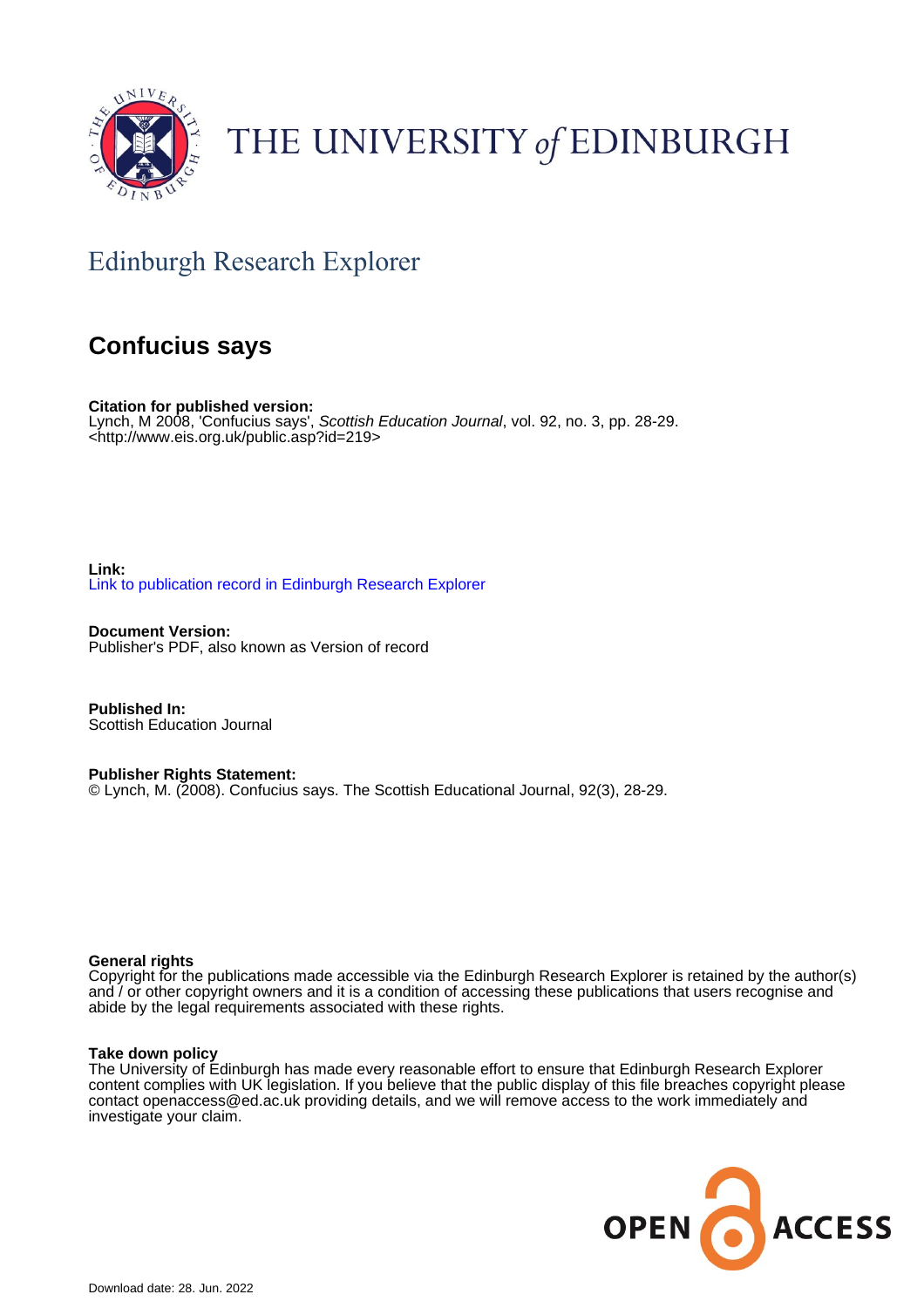THE UNIVERSITY *of* EDINBURGH

## Edinburgh Research Explorer

# Confucius says

**Citation for published version:**
Lynch, M 2008, 'Confucius says', *Scottish Education Journal*, vol. 92, no. 3, pp. 28-29.
<http://www.eis.org.uk/public.asp?id=219>

**Link:**
Link to publication record in Edinburgh Research Explorer

**Document Version:**
Publisher's PDF, also known as Version of record

**Published In:**
Scottish Education Journal

**Publisher Rights Statement:**
© Lynch, M. (2008). Confucius says. The Scottish Educational Journal, 92(3), 28-29.

**General rights**
Copyright for the publications made accessible via the Edinburgh Research Explorer is retained by the author(s) and / or other copyright owners and it is a condition of accessing these publications that users recognise and abide by the legal requirements associated with these rights.

**Take down policy**
The University of Edinburgh has made every reasonable effort to ensure that Edinburgh Research Explorer content complies with UK legislation. If you believe that the public display of this file breaches copyright please contact openaccess@ed.ac.uk providing details, and we will remove access to the work immediately and investigate your claim.

OPEN ACCESS

Download date: 28. Jun. 2022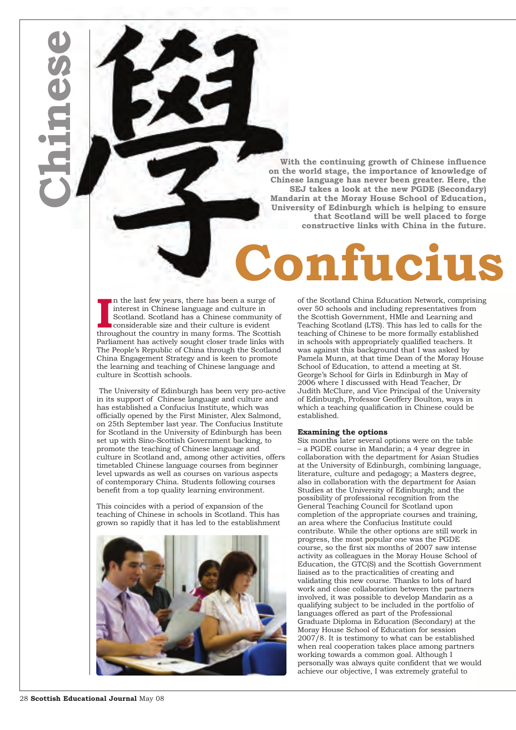# Confucius

**Chinese**

學

**With the continuing growth of Chinese influence on the world stage, the importance of knowledge of Chinese language has never been greater. Here, the SEJ takes a look at the new PGDE (Secondary) Mandarin at the Moray House School of Education, University of Edinburgh which is helping to ensure that Scotland will be well placed to forge constructive links with China in the future.**

In the last few years, there has been a surge of interest in Chinese language and culture in Scotland. Scotland has a Chinese community of considerable size and their culture is evident throughout the country in many forms. The Scottish Parliament has actively sought closer trade links with The People's Republic of China through the Scotland China Engagement Strategy and is keen to promote the learning and teaching of Chinese language and culture in Scottish schools.

The University of Edinburgh has been very pro-active in its support of Chinese language and culture and has established a Confucius Institute, which was officially opened by the First Minister, Alex Salmond, on 25th September last year. The Confucius Institute for Scotland in the University of Edinburgh has been set up with Sino-Scottish Government backing, to promote the teaching of Chinese language and culture in Scotland and, among other activities, offers timetabled Chinese language courses from beginner level upwards as well as courses on various aspects of contemporary China. Students following courses benefit from a top quality learning environment.

This coincides with a period of expansion of the teaching of Chinese in schools in Scotland. This has grown so rapidly that it has led to the establishment of the Scotland China Education Network, comprising over 50 schools and including representatives from the Scottish Government, HMIe and Learning and Teaching Scotland (LTS). This has led to calls for the teaching of Chinese to be more formally established in schools with appropriately qualified teachers. It was against this background that I was asked by Pamela Munn, at that time Dean of the Moray House School of Education, to attend a meeting at St. George's School for Girls in Edinburgh in May of 2006 where I discussed with Head Teacher, Dr Judith McClure, and Vice Principal of the University of Edinburgh, Professor Geoffery Boulton, ways in which a teaching qualification in Chinese could be established.

### Examining the options

Six months later several options were on the table – a PGDE course in Mandarin; a 4 year degree in collaboration with the department for Asian Studies at the University of Edinburgh, combining language, literature, culture and pedagogy; a Masters degree, also in collaboration with the department for Asian Studies at the University of Edinburgh; and the possibility of professional recognition from the General Teaching Council for Scotland upon completion of the appropriate courses and training, an area where the Confucius Institute could contribute. While the other options are still work in progress, the most popular one was the PGDE course, so the first six months of 2007 saw intense activity as colleagues in the Moray House School of Education, the GTC(S) and the Scottish Government liaised as to the practicalities of creating and validating this new course. Thanks to lots of hard work and close collaboration between the partners involved, it was possible to develop Mandarin as a qualifying subject to be included in the portfolio of languages offered as part of the Professional Graduate Diploma in Education (Secondary) at the Moray House School of Education for session 2007/8. It is testimony to what can be established when real cooperation takes place among partners working towards a common goal. Although I personally was always quite confident that we would achieve our objective, I was extremely grateful to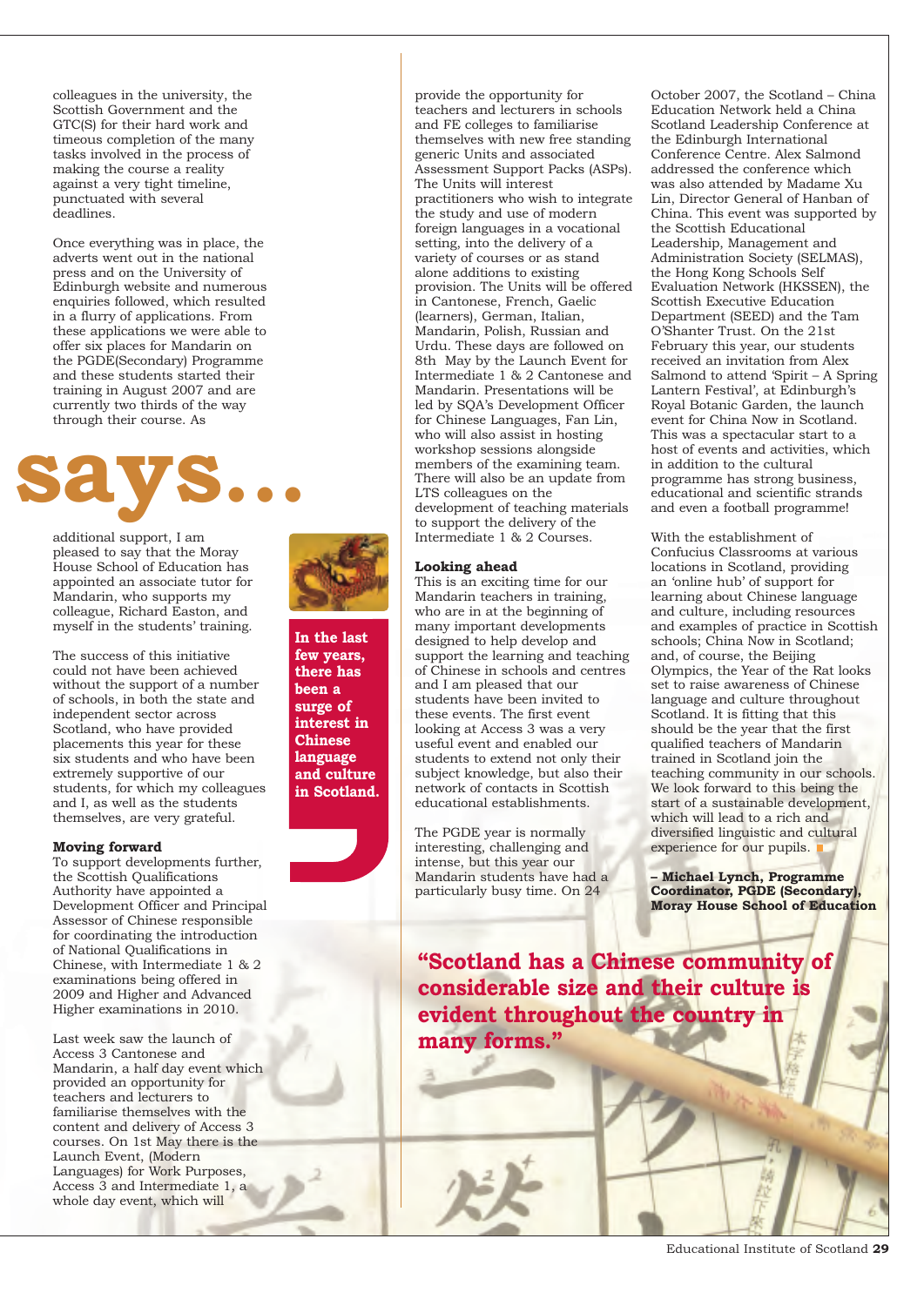colleagues in the university, the Scottish Government and the GTC(S) for their hard work and timeous completion of the many tasks involved in the process of making the course a reality against a very tight timeline, punctuated with several deadlines.

Once everything was in place, the adverts went out in the national press and on the University of Edinburgh website and numerous enquiries followed, which resulted in a flurry of applications. From these applications we were able to offer six places for Mandarin on the PGDE(Secondary) Programme and these students started their training in August 2007 and are currently two thirds of the way through their course. As

# says...

additional support, I am pleased to say that the Moray House School of Education has appointed an associate tutor for Mandarin, who supports my colleague, Richard Easton, and myself in the students' training.

The success of this initiative could not have been achieved without the support of a number of schools, in both the state and independent sector across Scotland, who have provided placements this year for these six students and who have been extremely supportive of our students, for which my colleagues and I, as well as the students themselves, are very grateful.

**In the last few years, there has been a surge of interest in Chinese language and culture in Scotland.**

### Moving forward

To support developments further, the Scottish Qualifications Authority have appointed a Development Officer and Principal Assessor of Chinese responsible for coordinating the introduction of National Qualifications in Chinese, with Intermediate 1 & 2 examinations being offered in 2009 and Higher and Advanced Higher examinations in 2010.

Last week saw the launch of Access 3 Cantonese and Mandarin, a half day event which provided an opportunity for teachers and lecturers to familiarise themselves with the content and delivery of Access 3 courses. On 1st May there is the Launch Event, (Modern Languages) for Work Purposes, Access 3 and Intermediate 1, a whole day event, which will provide the opportunity for teachers and lecturers in schools and FE colleges to familiarise themselves with new free standing generic Units and associated Assessment Support Packs (ASPs). The Units will interest practitioners who wish to integrate the study and use of modern foreign languages in a vocational setting, into the delivery of a variety of courses or as stand alone additions to existing provision. The Units will be offered in Cantonese, French, Gaelic (learners), German, Italian, Mandarin, Polish, Russian and Urdu. These are followed on 8th May by the Launch Event for Intermediate 1 & 2 Cantonese and Mandarin. Presentations will be led by SQA's Development Officer for Chinese Languages, Fan Lin, who will also assist in hosting workshop sessions alongside members of the examining team. There will also be an update from LTS colleagues on the development of teaching materials to support the delivery of the Intermediate 1 & 2 Courses.

### Looking ahead

This is an exciting time for our Mandarin teachers in training, who are in at the beginning of many important developments designed to help develop and support the learning and teaching of Chinese in schools and centres and I am pleased that our students have been invited to these events. The first event looking at Access 3 was a very useful event and enabled our students to extend not only their subject knowledge, but also their network of contacts in Scottish educational establishments.

The PGDE year is normally interesting, challenging and intense, but this year our Mandarin students have had a particularly busy time. On 24 October 2007, the Scotland – China Education Network held a China Scotland Leadership Conference at the Edinburgh International Conference Centre. Alex Salmond addressed the conference which was also attended by Madame Xu Lin, Director General of Hanban of China. This event was supported by the Scottish Educational Leadership, Management and Administration Society (SELMAS), the Hong Kong Schools Self Evaluation Network (HKSSEN), the Scottish Executive Education Department (SEED) and the Tam O'Shanter Trust. On the 21st February this year, our students received an invitation from Alex Salmond to attend 'Spirit – A Spring Lantern Festival', at Edinburgh's Royal Botanic Garden, the launch event for China Now in Scotland. This was a spectacular start to a host of events and activities, which in addition to the cultural programme has strong business, educational and scientific strands and even a football programme!

With the establishment of Confucius Classrooms at various locations in Scotland, providing an 'online hub' of support for learning about Chinese language and culture, including resources and examples of practice in Scottish schools; China Now in Scotland; and, of course, the Beijing Olympics, the Year of the Rat looks set to raise awareness of Chinese language and culture throughout Scotland. It is fitting that this should be the year that the first qualified teachers of Mandarin trained in Scotland join the teaching community in our schools. We look forward to this being the start of a sustainable development, which will lead to a rich and diversified linguistic and cultural experience for our pupils.

**– Michael Lynch, Programme Coordinator, PGDE (Secondary), Moray House School of Education**

**"Scotland has a Chinese community of considerable size and their culture is evident throughout the country in many forms."**